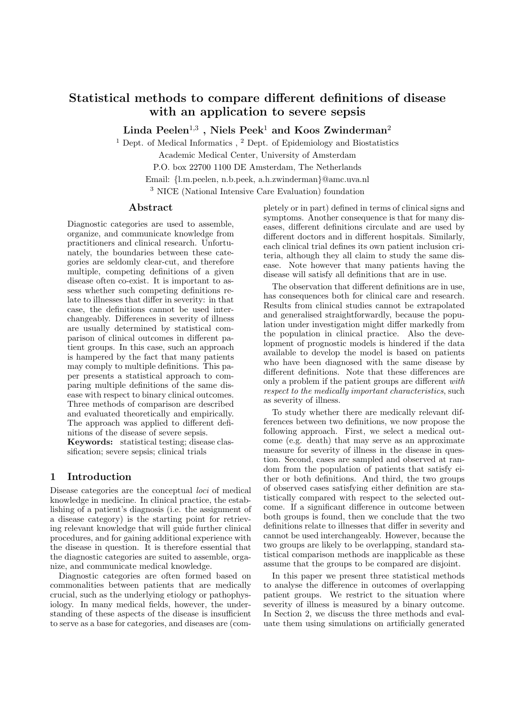# Statistical methods to compare different definitions of disease with an application to severe sepsis

**Linda Peelen[1,3], Niels Peek[1] and Koos Zwinderman[2]**

[1] Dept. of Medical Informatics, [2] Dept. of Epidemiology and Biostatistics
Academic Medical Center, University of Amsterdam
P.O. box 22700 1100 DE Amsterdam, The Netherlands
Email: {l.m.peelen, n.b.peek, a.h.zwinderman}@amc.uva.nl
[3] NICE (National Intensive Care Evaluation) foundation

## Abstract

Diagnostic categories are used to assemble, organize, and communicate knowledge from practitioners and clinical research. Unfortunately, the boundaries between these categories are seldomly clear-cut, and therefore multiple, competing definitions of a given disease often co-exist. It is important to assess whether such competing definitions relate to illnesses that differ in severity: in that case, the definitions cannot be used interchangeably. Differences in severity of illness are usually determined by statistical comparison of clinical outcomes in different patient groups. In this case, such an approach is hampered by the fact that many patients may comply to multiple definitions. This paper presents a statistical approach to comparing multiple definitions of the same disease with respect to binary clinical outcomes. Three methods of comparison are described and evaluated theoretically and empirically. The approach was applied to different definitions of the disease of severe sepsis.

**Keywords:** statistical testing; disease classification; severe sepsis; clinical trials

## 1 Introduction

Disease categories are the conceptual *loci* of medical knowledge in medicine. In clinical practice, the establishing of a patient's diagnosis (i.e. the assignment of a disease category) is the starting point for retrieving relevant knowledge that will guide further clinical procedures, and for gaining additional experience with the disease in question. It is therefore essential that the diagnostic categories are suited to assemble, organize, and communicate medical knowledge.

Diagnostic categories are often formed based on commonalities between patients that are medically crucial, such as the underlying etiology or pathophysiology. In many medical fields, however, the understanding of these aspects of the disease is insufficient to serve as a base for categories, and diseases are (completely or in part) defined in terms of clinical signs and symptoms. Another consequence is that for many diseases, different definitions circulate and are used by different doctors and in different hospitals. Similarly, each clinical trial defines its own patient inclusion criteria, although they all claim to study the same disease. Note however that many patients having the disease will satisfy all definitions that are in use.

The observation that different definitions are in use, has consequences both for clinical care and research. Results from clinical studies cannot be extrapolated and generalised straightforwardly, because the population under investigation might differ markedly from the population in clinical practice. Also the development of prognostic models is hindered if the data available to develop the model is based on patients who have been diagnosed with the same disease by different definitions. Note that these differences are only a problem if the patient groups are different *with respect to the medically important characteristics*, such as severity of illness.

To study whether there are medically relevant differences between two definitions, we now propose the following approach. First, we select a medical outcome (e.g. death) that may serve as an approximate measure for severity of illness in the disease in question. Second, cases are sampled and observed at random from the population of patients that satisfy either or both definitions. And third, the two groups of observed cases satisfying either definition are statistically compared with respect to the selected outcome. If a significant difference in outcome between both groups is found, then we conclude that the two definitions relate to illnesses that differ in severity and cannot be used interchangeably. However, because the two groups are likely to be overlapping, standard statistical comparison methods are inapplicable as these assume that the groups to be compared are disjoint.

In this paper we present three statistical methods to analyse the difference in outcomes of overlapping patient groups. We restrict to the situation where severity of illness is measured by a binary outcome. In Section 2, we discuss the three methods and evaluate them using simulations on artificially generated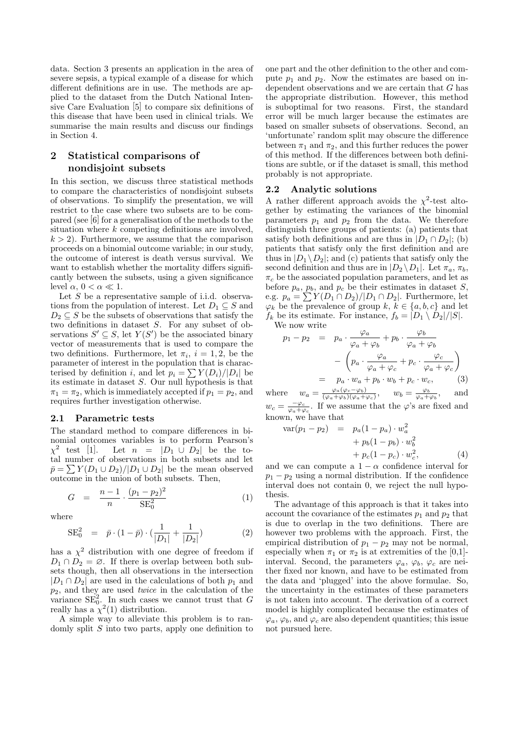data. Section 3 presents an application in the area of severe sepsis, a typical example of a disease for which different definitions are in use. The methods are applied to the dataset from the Dutch National Intensive Care Evaluation [5] to compare six definitions of this disease that have been used in clinical trials. We summarise the main results and discuss our findings in Section 4.

## 2 Statistical comparisons of nondisjoint subsets

In this section, we discuss three statistical methods to compare the characteristics of nondisjoint subsets of observations. To simplify the presentation, we will restrict to the case where two subsets are to be compared (see [6] for a generalisation of the methods to the situation where $k$ competing definitions are involved, $k > 2$). Furthermore, we assume that the comparison proceeds on a binomial outcome variable; in our study, the outcome of interest is death versus survival. We want to establish whether the mortality differs significantly between the subsets, using a given significance level $\alpha$, $0 < \alpha \ll 1$.

Let $S$ be a representative sample of i.i.d. observations from the population of interest. Let $D_1 \subseteq S$ and $D_2 \subseteq S$ be the subsets of observations that satisfy the two definitions in dataset $S$. For any subset of observations $S' \subseteq S$, let $Y(S')$ be the associated binary vector of measurements that is used to compare the two definitions. Furthermore, let $\pi_i$, $i = 1, 2$, be the parameter of interest in the population that is characterised by definition $i$, and let $p_i = \sum Y(D_i)/|D_i|$ be its estimate in dataset $S$. Our null hypothesis is that $\pi_1 = \pi_2$, which is immediately accepted if $p_1 = p_2$, and requires further investigation otherwise.

### 2.1 Parametric tests

The standard method to compare differences in binomial outcomes variables is to perform Pearson's $\chi^2$ test [1]. Let $n = |D_1 \cup D_2|$ be the total number of observations in both subsets and let $\bar{p} = \sum Y(D_1 \cup D_2)/|D_1 \cup D_2|$ be the mean observed outcome in the union of both subsets. Then,

$$G = \frac{n-1}{n} \cdot \frac{(p_1 - p_2)^2}{\mathrm{SE}_0^2} \tag{1}$$

where

$$\mathrm{SE}_0^2 = \bar{p} \cdot (1 - \bar{p}) \cdot (\frac{1}{|D_1|} + \frac{1}{|D_2|}) \tag{2}$$

has a $\chi^2$ distribution with one degree of freedom if $D_1 \cap D_2 = \varnothing$. If there is overlap between both subsets though, then all observations in the intersection $|D_1 \cap D_2|$ are used in the calculations of both $p_1$ and $p_2$, and they are used *twice* in the calculation of the variance $\mathrm{SE}_0^2$. In such cases we cannot trust that $G$ really has a $\chi^2(1)$ distribution.

A simple way to alleviate this problem is to randomly split $S$ into two parts, apply one definition to one part and the other definition to the other and compute $p_1$ and $p_2$. Now the estimates are based on independent observations and we are certain that $G$ has the appropriate distribution. However, this method is suboptimal for two reasons. First, the standard error will be much larger because the estimates are based on smaller subsets of observations. Second, an 'unfortunate' random split may obscure the difference between $\pi_1$ and $\pi_2$, and this further reduces the power of this method. If the differences between both definitions are subtle, or if the dataset is small, this method probably is not appropriate.

### 2.2 Analytic solutions

A rather different approach avoids the $\chi^2$-test altogether by estimating the variances of the binomial parameters $p_1$ and $p_2$ from the data. We therefore distinguish three groups of patients: (a) patients that satisfy both definitions and are thus in $|D_1 \cap D_2|$; (b) patients that satisfy only the first definition and are thus in $|D_1 \setminus D_2|$; and (c) patients that satisfy only the second definition and thus are in $|D_2 \setminus D_1|$. Let $\pi_a$, $\pi_b$, $\pi_c$ be the associated population parameters, and let as before $p_a$, $p_b$, and $p_c$ be their estimates in dataset $S$, e.g. $p_a = \sum Y(D_1 \cap D_2)/|D_1 \cap D_2|$. Furthermore, let $\varphi_k$ be the prevalence of group $k$, $k \in \{a, b, c\}$ and let $f_k$ be its estimate. For instance, $f_b = |D_1 \setminus D_2|/|S|$.

We now write

$$\begin{aligned} p_1 - p_2 &= p_a \cdot \frac{\varphi_a}{\varphi_a + \varphi_b} + p_b \cdot \frac{\varphi_b}{\varphi_a + \varphi_b} \\ &\quad - \left( p_a \cdot \frac{\varphi_a}{\varphi_a + \varphi_c} + p_c \cdot \frac{\varphi_c}{\varphi_a + \varphi_c} \right) \\ &= p_a \cdot w_a + p_b \cdot w_b + p_c \cdot w_c, \end{aligned} \tag{3}$$

where $w_a = \frac{\varphi_a(\varphi_c - \varphi_b)}{(\varphi_a + \varphi_b)(\varphi_a + \varphi_c)}$, $w_b = \frac{\varphi_b}{\varphi_a + \varphi_b}$, and $w_c = \frac{-\varphi_c}{\varphi_a + \varphi_c}$. If we assume that the $\varphi$'s are fixed and known, we have that

$$\begin{aligned} \mathrm{var}(p_1 - p_2) &= p_a(1 - p_a) \cdot w_a^2 \\ &\quad + p_b(1 - p_b) \cdot w_b^2 \\ &\quad + p_c(1 - p_c) \cdot w_c^2, \end{aligned} \tag{4}$$

and we can compute a $1 - \alpha$ confidence interval for $p_1 - p_2$ using a normal distribution. If the confidence interval does not contain 0, we reject the null hypothesis.

The advantage of this approach is that it takes into account the covariance of the estimates $p_1$ and $p_2$ that is due to overlap in the two definitions. There are however two problems with the approach. First, the empirical distribution of $p_1 - p_2$ may not be normal, especially when $\pi_1$ or $\pi_2$ is at extremities of the [0,1]-interval. Second, the parameters $\varphi_a$, $\varphi_b$, $\varphi_c$ are neither fixed nor known, and have to be estimated from the data and 'plugged' into the above formulae. So, the uncertainty in the estimates of these parameters is not taken into account. The derivation of a correct model is highly complicated because the estimates of $\varphi_a$, $\varphi_b$, and $\varphi_c$ are also dependent quantities; this issue not pursued here.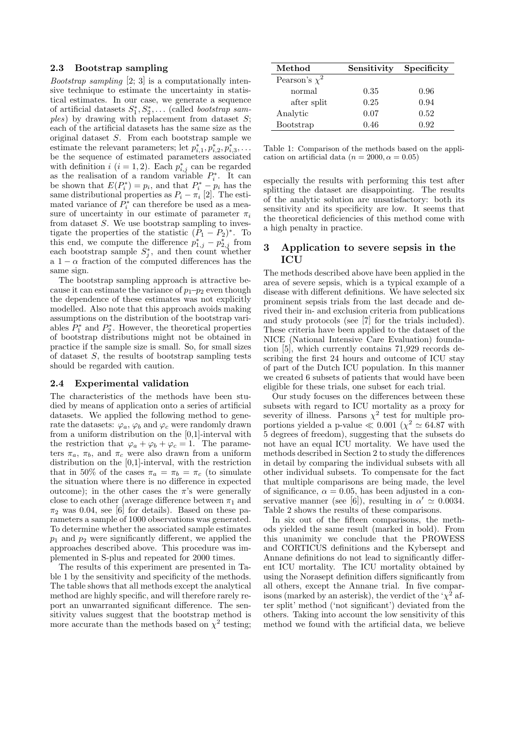### 2.3 Bootstrap sampling

*Bootstrap sampling* [2; 3] is a computationally intensive technique to estimate the uncertainty in statistical estimates. In our case, we generate a sequence of artificial datasets $S_1^*, S_2^*, \ldots$ (called *bootstrap samples*) by drawing with replacement from dataset $S$; each of the artificial datasets has the same size as the original dataset $S$. From each bootstrap sample we estimate the relevant parameters; let $p_{i,1}^*, p_{i,2}^*, p_{i,3}^*, \ldots$ be the sequence of estimated parameters associated with definition $i$ ($i = 1, 2$). Each $p_{i,j}^*$ can be regarded as the realisation of a random variable $P_i^*$. It can be shown that $E(P_i^*) = p_i$, and that $P_i^* - p_i$ has the same distributional properties as $P_i - \pi_i$ [2]. The estimated variance of $P_i^*$ can therefore be used as a measure of uncertainty in our estimate of parameter $\pi_i$ from dataset $S$. We use bootstrap sampling to investigate the properties of the statistic $(P_1 - P_2)^*$. To this end, we compute the difference $p_{1,j}^* - p_{2,j}^*$ from each bootstrap sample $S_j^*$, and then count whether a $1 - \alpha$ fraction of the computed differences has the same sign.

The bootstrap sampling approach is attractive because it can estimate the variance of $p_1$–$p_2$ even though the dependence of these estimates was not explicitly modelled. Also note that this approach avoids making assumptions on the distribution of the bootstrap variables $P_1^*$ and $P_2^*$. However, the theoretical properties of bootstrap distributions might not be obtained in practice if the sample size is small. So, for small sizes of dataset $S$, the results of bootstrap sampling tests should be regarded with caution.

### 2.4 Experimental validation

The characteristics of the methods have been studied by means of application onto a series of artificial datasets. We applied the following method to generate the datasets: $\varphi_a$, $\varphi_b$ and $\varphi_c$ were randomly drawn from a uniform distribution on the [0,1]-interval with the restriction that $\varphi_a + \varphi_b + \varphi_c = 1$. The parameters $\pi_a$, $\pi_b$, and $\pi_c$ were also drawn from a uniform distribution on the [0,1]-interval, with the restriction that in 50% of the cases $\pi_a = \pi_b = \pi_c$ (to simulate the situation where there is no difference in expected outcome); in the other cases the $\pi$'s were generally close to each other (average difference between $\pi_1$ and $\pi_2$ was 0.04, see [6] for details). Based on these parameters a sample of 1000 observations was generated. To determine whether the associated sample estimates $p_1$ and $p_2$ were significantly different, we applied the approaches described above. This procedure was implemented in S-plus and repeated for 2000 times.

The results of this experiment are presented in Table 1 by the sensitivity and specificity of the methods. The table shows that all methods except the analytical method are highly specific, and will therefore rarely report an unwarranted significant difference. The sensitivity values suggest that the bootstrap method is more accurate than the methods based on $\chi^2$ testing; especially the results with performing this test after splitting the dataset are disappointing. The results of the analytic solution are unsatisfactory: both its sensitivity and its specificity are low. It seems that the theoretical deficiencies of this method come with a high penalty in practice.

| Method | Sensitivity | Specificity |
|---|---|---|
| Pearson's $\chi^2$ | | |
| normal | 0.35 | 0.96 |
| after split | 0.25 | 0.94 |
| Analytic | 0.07 | 0.52 |
| Bootstrap | 0.46 | 0.92 |

Table 1: Comparison of the methods based on the application on artificial data ($n = 2000, \alpha = 0.05$)

## 3 Application to severe sepsis in the ICU

The methods described above have been applied in the area of severe sepsis, which is a typical example of a disease with different definitions. We have selected six prominent sepsis trials from the last decade and derived their in- and exclusion criteria from publications and study protocols (see [7] for the trials included). These criteria have been applied to the dataset of the NICE (National Intensive Care Evaluation) foundation [5], which currently contains 71,929 records describing the first 24 hours and outcome of ICU stay of part of the Dutch ICU population. In this manner we created 6 subsets of patients that would have been eligible for these trials, one subset for each trial.

Our study focuses on the differences between these subsets with regard to ICU mortality as a proxy for severity of illness. Parsons $\chi^2$ test for multiple proportions yielded a p-value $\ll 0.001$ ($\chi^2 \simeq 64.87$ with 5 degrees of freedom), suggesting that the subsets do not have an equal ICU mortality. We have used the methods described in Section 2 to study the differences in detail by comparing the individual subsets with all other individual subsets. To compensate for the fact that multiple comparisons are being made, the level of significance, $\alpha = 0.05$, has been adjusted in a conservative manner (see [6]), resulting in $\alpha' \simeq 0.0034$. Table 2 shows the results of these comparisons.

In six out of the fifteen comparisons, the methods yielded the same result (marked in bold). From this unanimity we conclude that the PROWESS and CORTICUS definitions and the Kybersept and Annane definitions do not lead to significantly different ICU mortality. The ICU mortality obtained by using the Norasept definition differs significantly from all others, except the Annane trial. In five comparisons (marked by an asterisk), the verdict of the '$\chi^2$ after split' method ('not significant') deviated from the others. Taking into account the low sensitivity of this method we found with the artificial data, we believe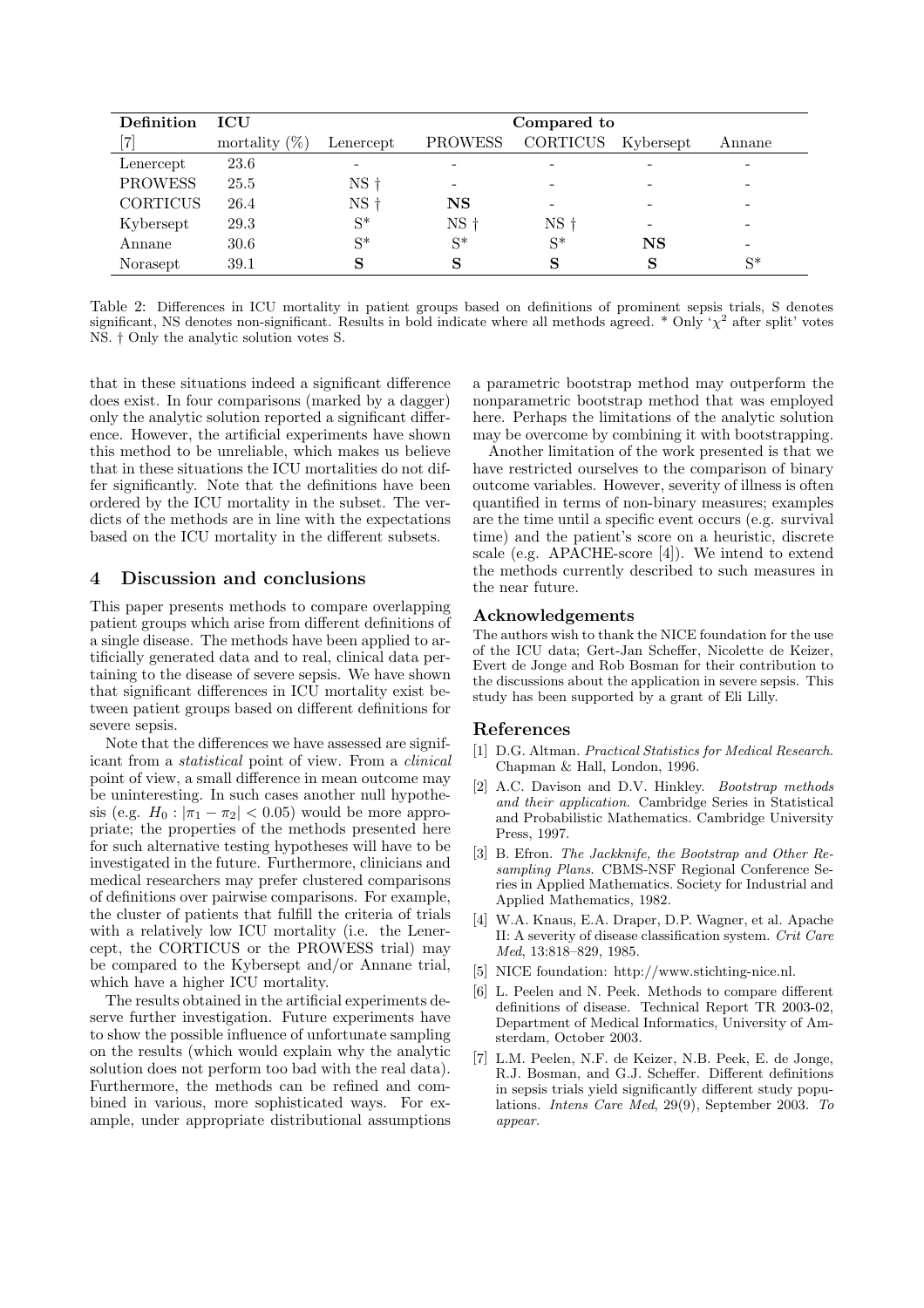| Definition | ICU | Compared to | | | | |
|---|---|---|---|---|---|---|
| [7] | mortality (%) | Lenercept | PROWESS | CORTICUS | Kybersept | Annane |
| Lenercept | 23.6 | - | - | - | - | - |
| PROWESS | 25.5 | NS † | - | - | - | - |
| CORTICUS | 26.4 | NS † | **NS** | - | - | - |
| Kybersept | 29.3 | S* | NS † | NS † | - | - |
| Annane | 30.6 | S* | S* | S* | **NS** | - |
| Norasept | 39.1 | **S** | **S** | **S** | **S** | S* |

Table 2: Differences in ICU mortality in patient groups based on definitions of prominent sepsis trials, S denotes significant, NS denotes non-significant. Results in bold indicate where all methods agreed. * Only '$\chi^2$ after split' votes NS. † Only the analytic solution votes S.

that in these situations indeed a significant difference does exist. In four comparisons (marked by a dagger) only the analytic solution reported a significant difference. However, the artificial experiments have shown this method to be unreliable, which makes us believe that in these situations the ICU mortalities do not differ significantly. Note that the definitions have been ordered by the ICU mortality in the subset. The verdicts of the methods are in line with the expectations based on the ICU mortality in the different subsets.

## 4 Discussion and conclusions

This paper presents methods to compare overlapping patient groups which arise from different definitions of a single disease. The methods have been applied to artificially generated data and to real, clinical data pertaining to the disease of severe sepsis. We have shown that significant differences in ICU mortality exist between patient groups based on different definitions for severe sepsis.

Note that the differences we have assessed are significant from a *statistical* point of view. From a *clinical* point of view, a small difference in mean outcome may be uninteresting. In such cases another null hypothesis (e.g. $H_0 : |\pi_1 - \pi_2| < 0.05$) would be more appropriate; the properties of the methods presented here for such alternative testing hypotheses will have to be investigated in the future. Furthermore, clinicians and medical researchers may prefer clustered comparisons of definitions over pairwise comparisons. For example, the cluster of patients that fulfill the criteria of trials with a relatively low ICU mortality (i.e. the Lenercept, the CORTICUS or the PROWESS trial) may be compared to the Kybersept and/or Annane trial, which have a higher ICU mortality.

The results obtained in the artificial experiments deserve further investigation. Future experiments have to show the possible influence of unfortunate sampling on the results (which would explain why the analytic solution does not perform too bad with the real data). Furthermore, the methods can be refined and combined in various, more sophisticated ways. For example, under appropriate distributional assumptions a parametric bootstrap method may outperform the nonparametric bootstrap method that was employed here. Perhaps the limitations of the analytic solution may be overcome by combining it with bootstrapping.

Another limitation of the work presented is that we have restricted ourselves to the comparison of binary outcome variables. However, severity of illness is often quantified in terms of non-binary measures; examples are the time until a specific event occurs (e.g. survival time) and the patient's score on a heuristic, discrete scale (e.g. APACHE-score [4]). We intend to extend the methods currently described to such measures in the near future.

### Acknowledgements

The authors wish to thank the NICE foundation for the use of the ICU data; Gert-Jan Scheffer, Nicolette de Keizer, Evert de Jonge and Rob Bosman for their contribution to the discussions about the application in severe sepsis. This study has been supported by a grant of Eli Lilly.

## References

[1] D.G. Altman. *Practical Statistics for Medical Research*. Chapman & Hall, London, 1996.

[2] A.C. Davison and D.V. Hinkley. *Bootstrap methods and their application*. Cambridge Series in Statistical and Probabilistic Mathematics. Cambridge University Press, 1997.

[3] B. Efron. *The Jackknife, the Bootstrap and Other Resampling Plans*. CBMS-NSF Regional Conference Series in Applied Mathematics. Society for Industrial and Applied Mathematics, 1982.

[4] W.A. Knaus, E.A. Draper, D.P. Wagner, et al. Apache II: A severity of disease classification system. *Crit Care Med*, 13:818–829, 1985.

[5] NICE foundation: http://www.stichting-nice.nl.

[6] L. Peelen and N. Peek. Methods to compare different definitions of disease. Technical Report TR 2003-02, Department of Medical Informatics, University of Amsterdam, October 2003.

[7] L.M. Peelen, N.F. de Keizer, N.B. Peek, E. de Jonge, R.J. Bosman, and G.J. Scheffer. Different definitions in sepsis trials yield significantly different study populations. *Intens Care Med*, 29(9), September 2003. *To appear*.